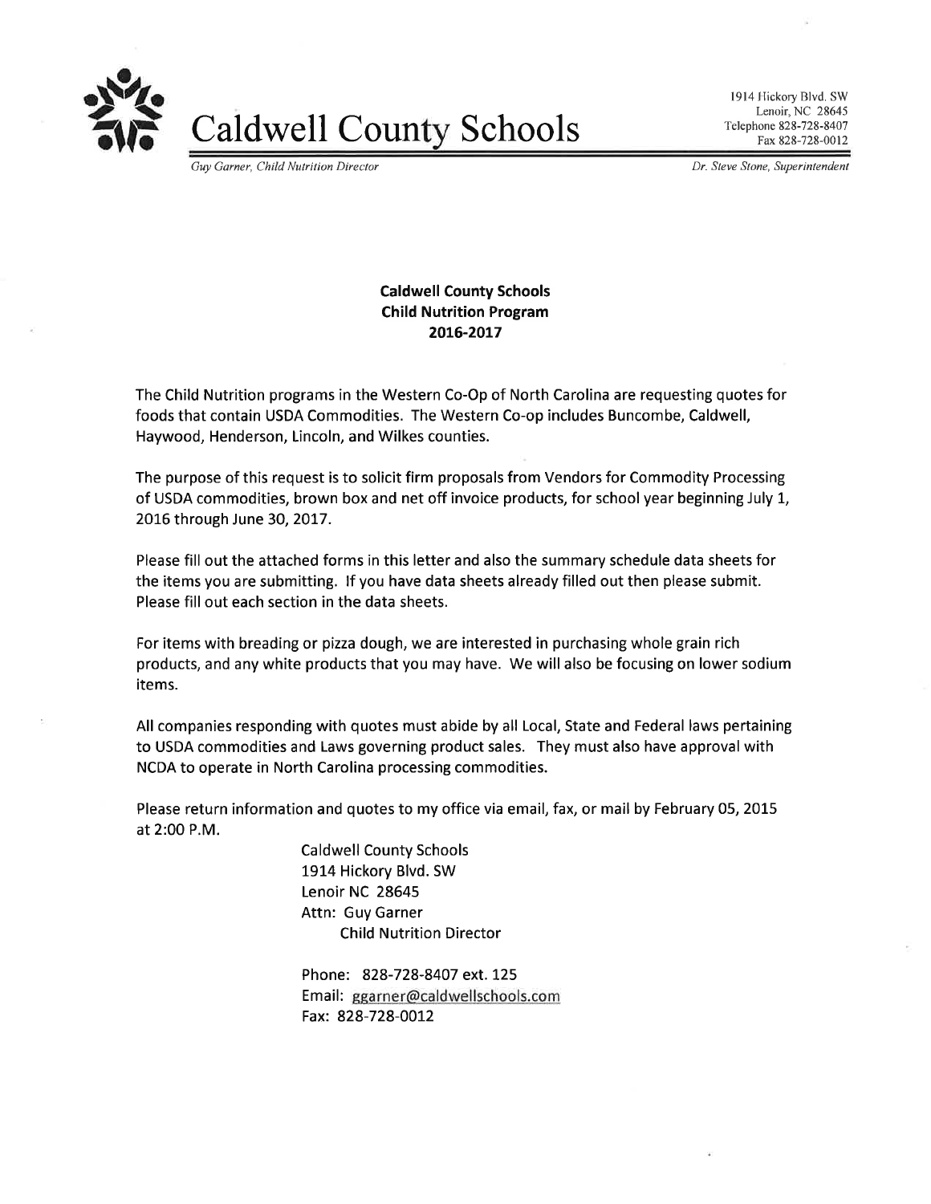# Caldwell County Schools

1914 Hickory Blvd. SW
Lenoir, NC 28645
Telephone 828-728-8407
Fax 828-728-0012

*Guy Garner, Child Nutrition Director*

*Dr. Steve Stone, Superintendent*

**Caldwell County Schools**
**Child Nutrition Program**
**2016-2017**

The Child Nutrition programs in the Western Co-Op of North Carolina are requesting quotes for foods that contain USDA Commodities. The Western Co-op includes Buncombe, Caldwell, Haywood, Henderson, Lincoln, and Wilkes counties.

The purpose of this request is to solicit firm proposals from Vendors for Commodity Processing of USDA commodities, brown box and net off invoice products, for school year beginning July 1, 2016 through June 30, 2017.

Please fill out the attached forms in this letter and also the summary schedule data sheets for the items you are submitting. If you have data sheets already filled out then please submit. Please fill out each section in the data sheets.

For items with breading or pizza dough, we are interested in purchasing whole grain rich products, and any white products that you may have. We will also be focusing on lower sodium items.

All companies responding with quotes must abide by all Local, State and Federal laws pertaining to USDA commodities and Laws governing product sales. They must also have approval with NCDA to operate in North Carolina processing commodities.

Please return information and quotes to my office via email, fax, or mail by February 05, 2015 at 2:00 P.M.

Caldwell County Schools
1914 Hickory Blvd. SW
Lenoir NC 28645
Attn: Guy Garner
Child Nutrition Director

Phone: 828-728-8407 ext. 125
Email: ggarner@caldwellschools.com
Fax: 828-728-0012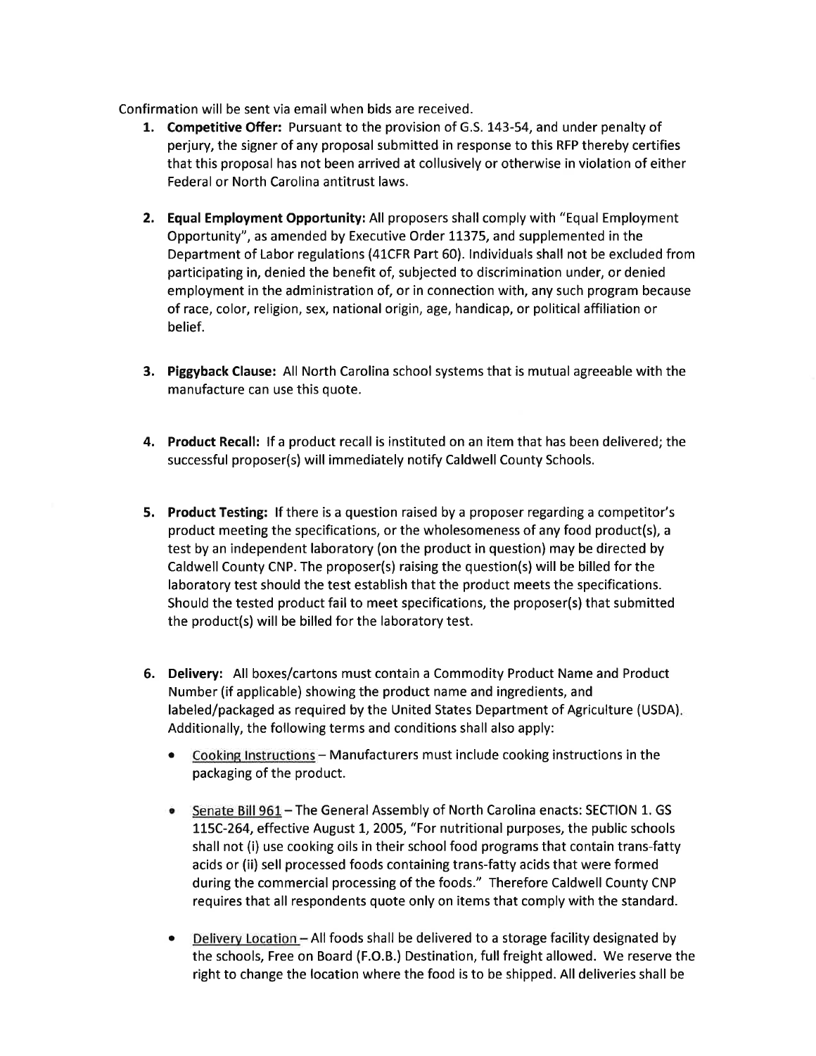Confirmation will be sent via email when bids are received.

1. **Competitive Offer:** Pursuant to the provision of G.S. 143-54, and under penalty of perjury, the signer of any proposal submitted in response to this RFP thereby certifies that this proposal has not been arrived at collusively or otherwise in violation of either Federal or North Carolina antitrust laws.

2. **Equal Employment Opportunity:** All proposers shall comply with "Equal Employment Opportunity", as amended by Executive Order 11375, and supplemented in the Department of Labor regulations (41CFR Part 60). Individuals shall not be excluded from participating in, denied the benefit of, subjected to discrimination under, or denied employment in the administration of, or in connection with, any such program because of race, color, religion, sex, national origin, age, handicap, or political affiliation or belief.

3. **Piggyback Clause:** All North Carolina school systems that is mutual agreeable with the manufacture can use this quote.

4. **Product Recall:** If a product recall is instituted on an item that has been delivered; the successful proposer(s) will immediately notify Caldwell County Schools.

5. **Product Testing:** If there is a question raised by a proposer regarding a competitor's product meeting the specifications, or the wholesomeness of any food product(s), a test by an independent laboratory (on the product in question) may be directed by Caldwell County CNP. The proposer(s) raising the question(s) will be billed for the laboratory test should the test establish that the product meets the specifications. Should the tested product fail to meet specifications, the proposer(s) that submitted the product(s) will be billed for the laboratory test.

6. **Delivery:** All boxes/cartons must contain a Commodity Product Name and Product Number (if applicable) showing the product name and ingredients, and labeled/packaged as required by the United States Department of Agriculture (USDA). Additionally, the following terms and conditions shall also apply:

   - Cooking Instructions – Manufacturers must include cooking instructions in the packaging of the product.

   - Senate Bill 961 – The General Assembly of North Carolina enacts: SECTION 1. GS 115C-264, effective August 1, 2005, "For nutritional purposes, the public schools shall not (i) use cooking oils in their school food programs that contain trans-fatty acids or (ii) sell processed foods containing trans-fatty acids that were formed during the commercial processing of the foods." Therefore Caldwell County CNP requires that all respondents quote only on items that comply with the standard.

   - Delivery Location – All foods shall be delivered to a storage facility designated by the schools, Free on Board (F.O.B.) Destination, full freight allowed. We reserve the right to change the location where the food is to be shipped. All deliveries shall be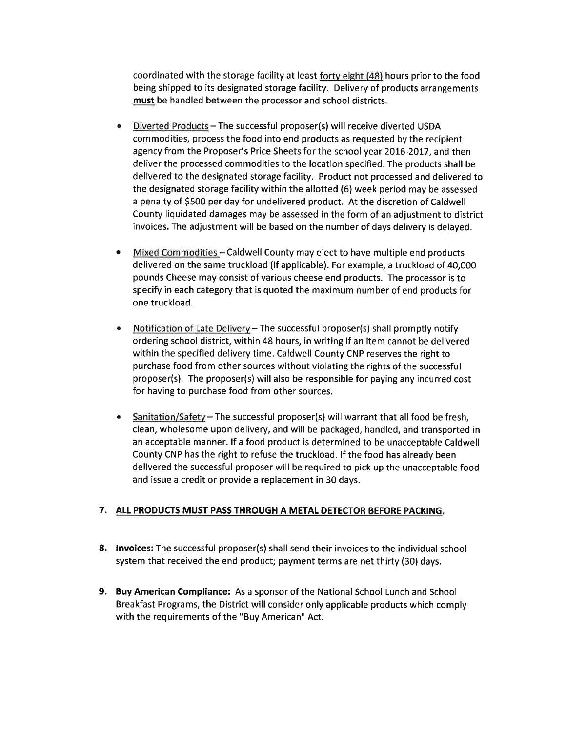coordinated with the storage facility at least forty eight (48) hours prior to the food being shipped to its designated storage facility. Delivery of products arrangements **must** be handled between the processor and school districts.

- Diverted Products – The successful proposer(s) will receive diverted USDA commodities, process the food into end products as requested by the recipient agency from the Proposer's Price Sheets for the school year 2016-2017, and then deliver the processed commodities to the location specified. The products shall be delivered to the designated storage facility. Product not processed and delivered to the designated storage facility within the allotted (6) week period may be assessed a penalty of $500 per day for undelivered product. At the discretion of Caldwell County liquidated damages may be assessed in the form of an adjustment to district invoices. The adjustment will be based on the number of days delivery is delayed.

- Mixed Commodities – Caldwell County may elect to have multiple end products delivered on the same truckload (if applicable). For example, a truckload of 40,000 pounds Cheese may consist of various cheese end products. The processor is to specify in each category that is quoted the maximum number of end products for one truckload.

- Notification of Late Delivery – The successful proposer(s) shall promptly notify ordering school district, within 48 hours, in writing if an item cannot be delivered within the specified delivery time. Caldwell County CNP reserves the right to purchase food from other sources without violating the rights of the successful proposer(s). The proposer(s) will also be responsible for paying any incurred cost for having to purchase food from other sources.

- Sanitation/Safety – The successful proposer(s) will warrant that all food be fresh, clean, wholesome upon delivery, and will be packaged, handled, and transported in an acceptable manner. If a food product is determined to be unacceptable Caldwell County CNP has the right to refuse the truckload. If the food has already been delivered the successful proposer will be required to pick up the unacceptable food and issue a credit or provide a replacement in 30 days.

7. **ALL PRODUCTS MUST PASS THROUGH A METAL DETECTOR BEFORE PACKING.**

8. **Invoices:** The successful proposer(s) shall send their invoices to the individual school system that received the end product; payment terms are net thirty (30) days.

9. **Buy American Compliance:** As a sponsor of the National School Lunch and School Breakfast Programs, the District will consider only applicable products which comply with the requirements of the "Buy American" Act.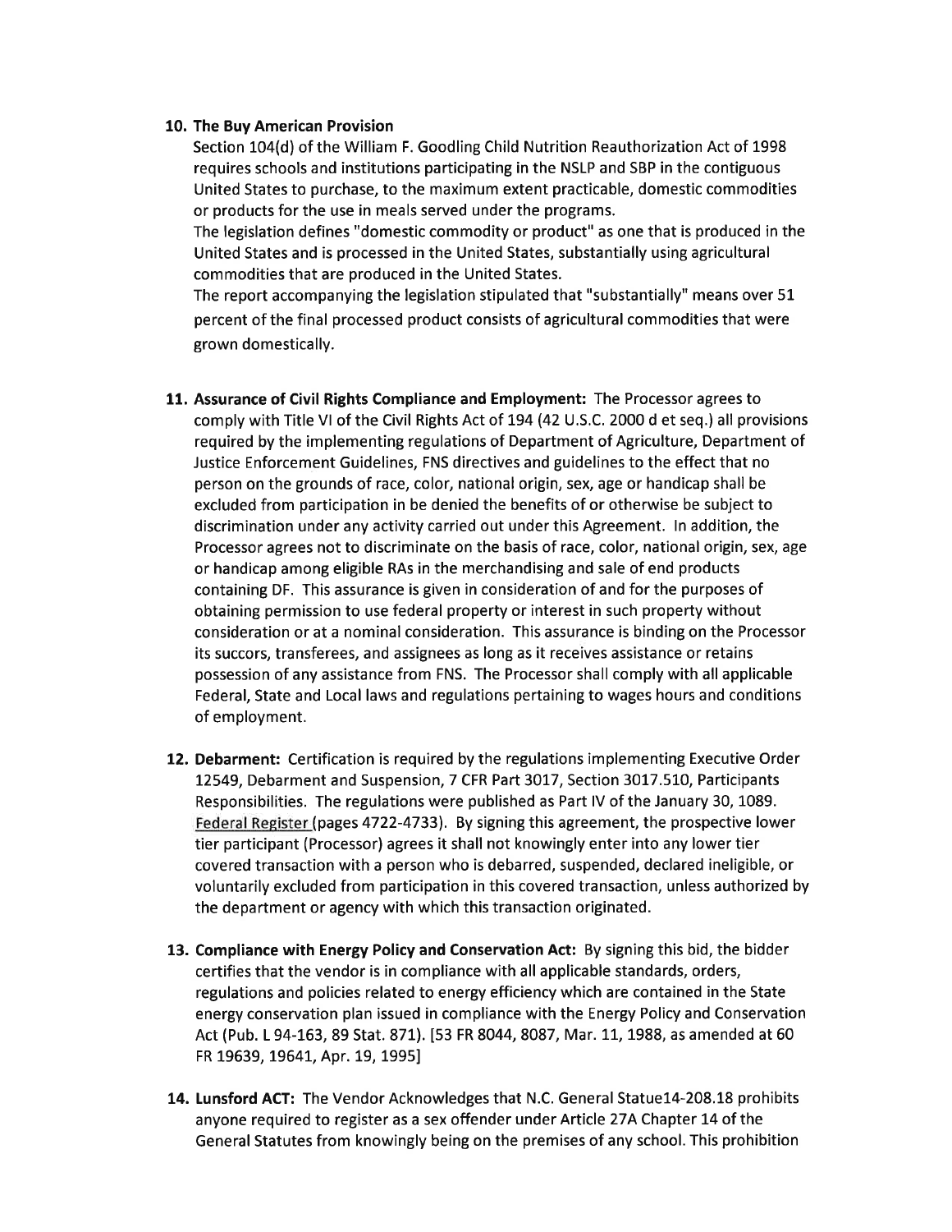10. **The Buy American Provision**
    Section 104(d) of the William F. Goodling Child Nutrition Reauthorization Act of 1998 requires schools and institutions participating in the NSLP and SBP in the contiguous United States to purchase, to the maximum extent practicable, domestic commodities or products for the use in meals served under the programs.
    The legislation defines "domestic commodity or product" as one that is produced in the United States and is processed in the United States, substantially using agricultural commodities that are produced in the United States.
    The report accompanying the legislation stipulated that "substantially" means over 51 percent of the final processed product consists of agricultural commodities that were grown domestically.

11. **Assurance of Civil Rights Compliance and Employment:** The Processor agrees to comply with Title VI of the Civil Rights Act of 194 (42 U.S.C. 2000 d et seq.) all provisions required by the implementing regulations of Department of Agriculture, Department of Justice Enforcement Guidelines, FNS directives and guidelines to the effect that no person on the grounds of race, color, national origin, sex, age or handicap shall be excluded from participation in be denied the benefits of or otherwise be subject to discrimination under any activity carried out under this Agreement. In addition, the Processor agrees not to discriminate on the basis of race, color, national origin, sex, age or handicap among eligible RAs in the merchandising and sale of end products containing DF. This assurance is given in consideration of and for the purposes of obtaining permission to use federal property or interest in such property without consideration or at a nominal consideration. This assurance is binding on the Processor its succors, transferees, and assignees as long as it receives assistance or retains possession of any assistance from FNS. The Processor shall comply with all applicable Federal, State and Local laws and regulations pertaining to wages hours and conditions of employment.

12. **Debarment:** Certification is required by the regulations implementing Executive Order 12549, Debarment and Suspension, 7 CFR Part 3017, Section 3017.510, Participants Responsibilities. The regulations were published as Part IV of the January 30, 1089. Federal Register (pages 4722-4733). By signing this agreement, the prospective lower tier participant (Processor) agrees it shall not knowingly enter into any lower tier covered transaction with a person who is debarred, suspended, declared ineligible, or voluntarily excluded from participation in this covered transaction, unless authorized by the department or agency with which this transaction originated.

13. **Compliance with Energy Policy and Conservation Act:** By signing this bid, the bidder certifies that the vendor is in compliance with all applicable standards, orders, regulations and policies related to energy efficiency which are contained in the State energy conservation plan issued in compliance with the Energy Policy and Conservation Act (Pub. L 94-163, 89 Stat. 871). [53 FR 8044, 8087, Mar. 11, 1988, as amended at 60 FR 19639, 19641, Apr. 19, 1995]

14. **Lunsford ACT:** The Vendor Acknowledges that N.C. General Statue14-208.18 prohibits anyone required to register as a sex offender under Article 27A Chapter 14 of the General Statutes from knowingly being on the premises of any school. This prohibition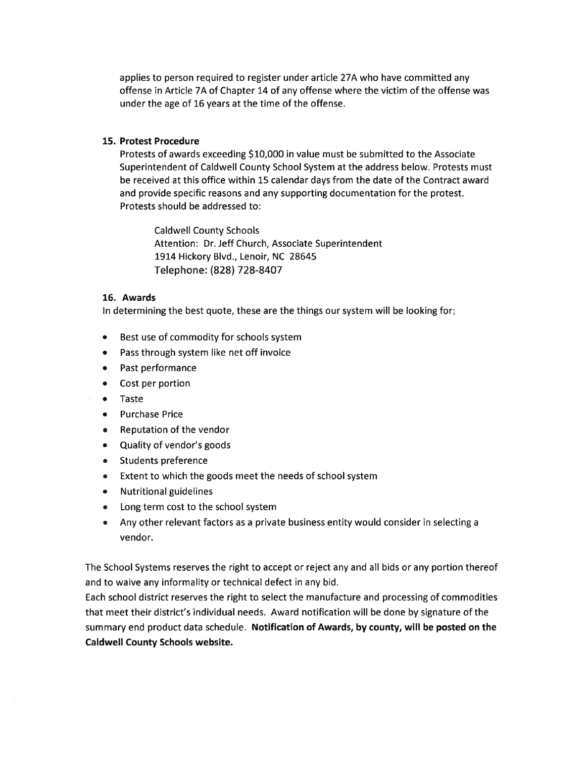applies to person required to register under article 27A who have committed any offense in Article 7A of Chapter 14 of any offense where the victim of the offense was under the age of 16 years at the time of the offense.

**15. Protest Procedure**

Protests of awards exceeding $10,000 in value must be submitted to the Associate Superintendent of Caldwell County School System at the address below. Protests must be received at this office within 15 calendar days from the date of the Contract award and provide specific reasons and any supporting documentation for the protest. Protests should be addressed to:

> Caldwell County Schools
> Attention: Dr. Jeff Church, Associate Superintendent
> 1914 Hickory Blvd., Lenoir, NC 28645
> Telephone: (828) 728-8407

**16. Awards**

In determining the best quote, these are the things our system will be looking for:

- Best use of commodity for schools system
- Pass through system like net off invoice
- Past performance
- Cost per portion
- Taste
- Purchase Price
- Reputation of the vendor
- Quality of vendor's goods
- Students preference
- Extent to which the goods meet the needs of school system
- Nutritional guidelines
- Long term cost to the school system
- Any other relevant factors as a private business entity would consider in selecting a vendor.

The School Systems reserves the right to accept or reject any and all bids or any portion thereof and to waive any informality or technical defect in any bid.

Each school district reserves the right to select the manufacture and processing of commodities that meet their district's individual needs. Award notification will be done by signature of the summary end product data schedule. **Notification of Awards, by county, will be posted on the Caldwell County Schools website.**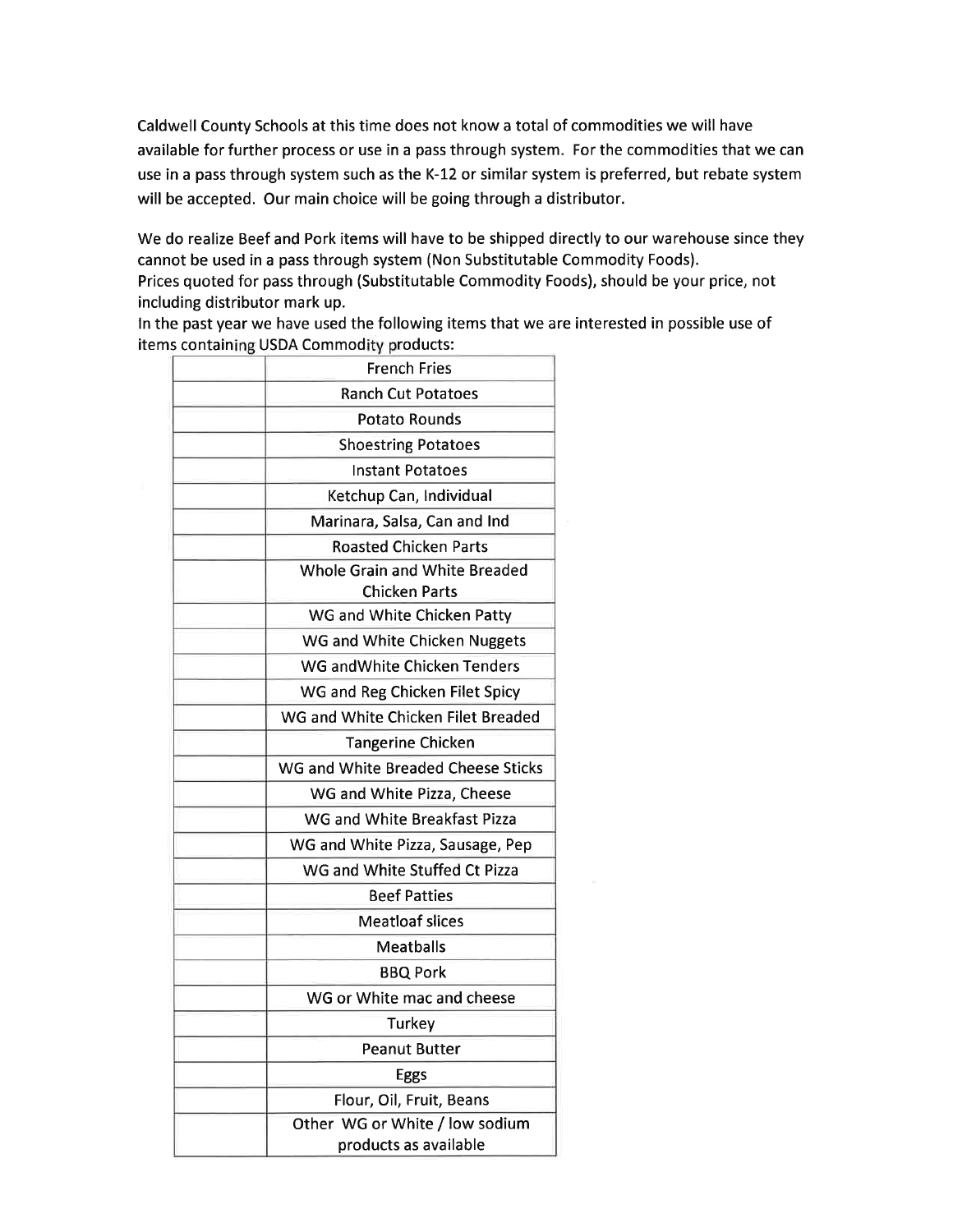Caldwell County Schools at this time does not know a total of commodities we will have available for further process or use in a pass through system. For the commodities that we can use in a pass through system such as the K-12 or similar system is preferred, but rebate system will be accepted. Our main choice will be going through a distributor.

We do realize Beef and Pork items will have to be shipped directly to our warehouse since they cannot be used in a pass through system (Non Substitutable Commodity Foods).
Prices quoted for pass through (Substitutable Commodity Foods), should be your price, not including distributor mark up.
In the past year we have used the following items that we are interested in possible use of items containing USDA Commodity products:

| | |
|---|---|
| | French Fries |
| | Ranch Cut Potatoes |
| | Potato Rounds |
| | Shoestring Potatoes |
| | Instant Potatoes |
| | Ketchup Can, Individual |
| | Marinara, Salsa, Can and Ind |
| | Roasted Chicken Parts |
| | Whole Grain and White Breaded Chicken Parts |
| | WG and White Chicken Patty |
| | WG and White Chicken Nuggets |
| | WG andWhite Chicken Tenders |
| | WG and Reg Chicken Filet Spicy |
| | WG and White Chicken Filet Breaded |
| | Tangerine Chicken |
| | WG and White Breaded Cheese Sticks |
| | WG and White Pizza, Cheese |
| | WG and White Breakfast Pizza |
| | WG and White Pizza, Sausage, Pep |
| | WG and White Stuffed Ct Pizza |
| | Beef Patties |
| | Meatloaf slices |
| | Meatballs |
| | BBQ Pork |
| | WG or White mac and cheese |
| | Turkey |
| | Peanut Butter |
| | Eggs |
| | Flour, Oil, Fruit, Beans |
| | Other WG or White / low sodium products as available |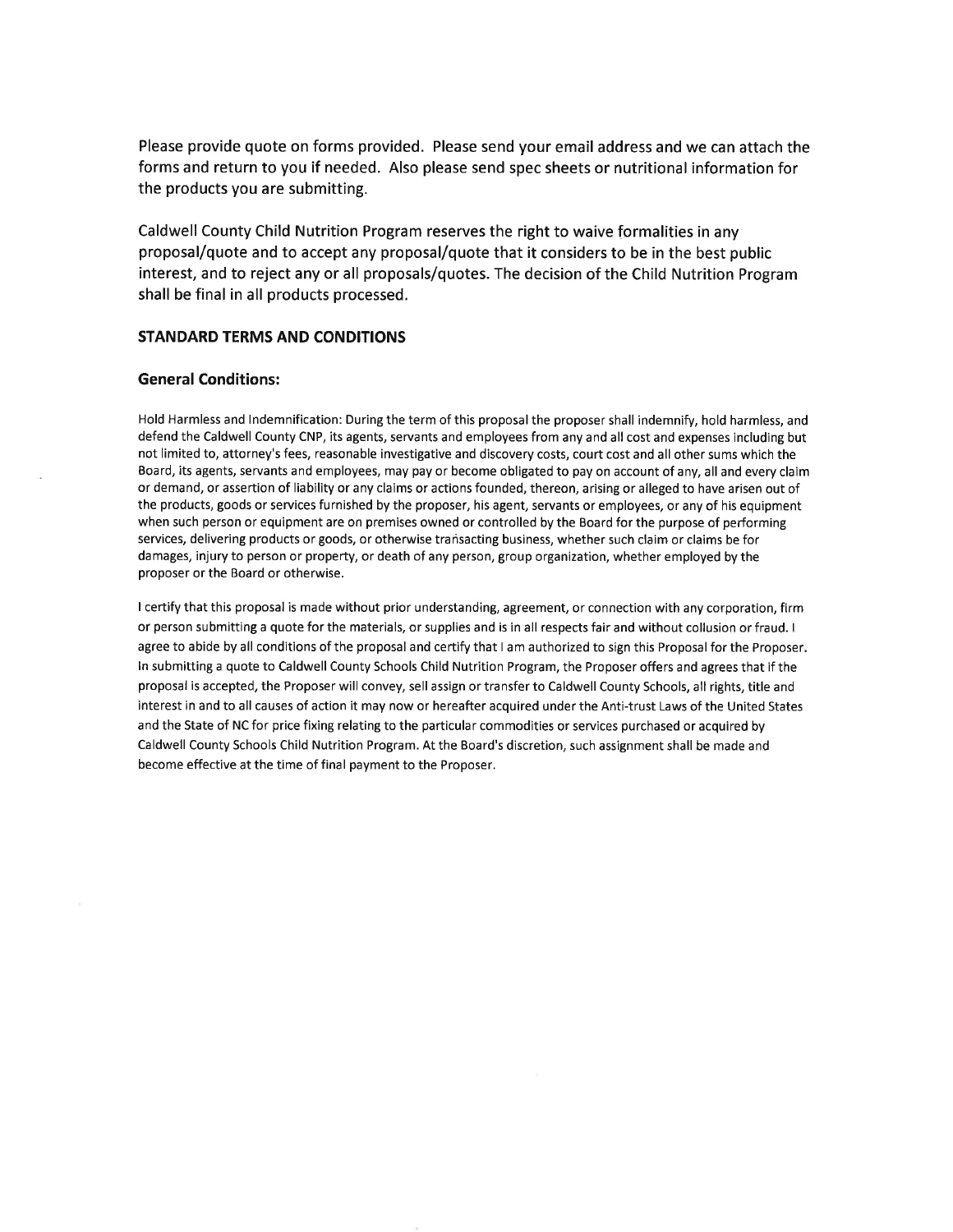Please provide quote on forms provided. Please send your email address and we can attach the forms and return to you if needed. Also please send spec sheets or nutritional information for the products you are submitting.

Caldwell County Child Nutrition Program reserves the right to waive formalities in any proposal/quote and to accept any proposal/quote that it considers to be in the best public interest, and to reject any or all proposals/quotes. The decision of the Child Nutrition Program shall be final in all products processed.

### STANDARD TERMS AND CONDITIONS

#### General Conditions:

Hold Harmless and Indemnification: During the term of this proposal the proposer shall indemnify, hold harmless, and defend the Caldwell County CNP, its agents, servants and employees from any and all cost and expenses including but not limited to, attorney's fees, reasonable investigative and discovery costs, court cost and all other sums which the Board, its agents, servants and employees, may pay or become obligated to pay on account of any, all and every claim or demand, or assertion of liability or any claims or actions founded, thereon, arising or alleged to have arisen out of the products, goods or services furnished by the proposer, his agent, servants or employees, or any of his equipment when such person or equipment are on premises owned or controlled by the Board for the purpose of performing services, delivering products or goods, or otherwise transacting business, whether such claim or claims be for damages, injury to person or property, or death of any person, group organization, whether employed by the proposer or the Board or otherwise.

I certify that this proposal is made without prior understanding, agreement, or connection with any corporation, firm or person submitting a quote for the materials, or supplies and is in all respects fair and without collusion or fraud. I agree to abide by all conditions of the proposal and certify that I am authorized to sign this Proposal for the Proposer. In submitting a quote to Caldwell County Schools Child Nutrition Program, the Proposer offers and agrees that if the proposal is accepted, the Proposer will convey, sell assign or transfer to Caldwell County Schools, all rights, title and interest in and to all causes of action it may now or hereafter acquired under the Anti-trust Laws of the United States and the State of NC for price fixing relating to the particular commodities or services purchased or acquired by Caldwell County Schools Child Nutrition Program. At the Board's discretion, such assignment shall be made and become effective at the time of final payment to the Proposer.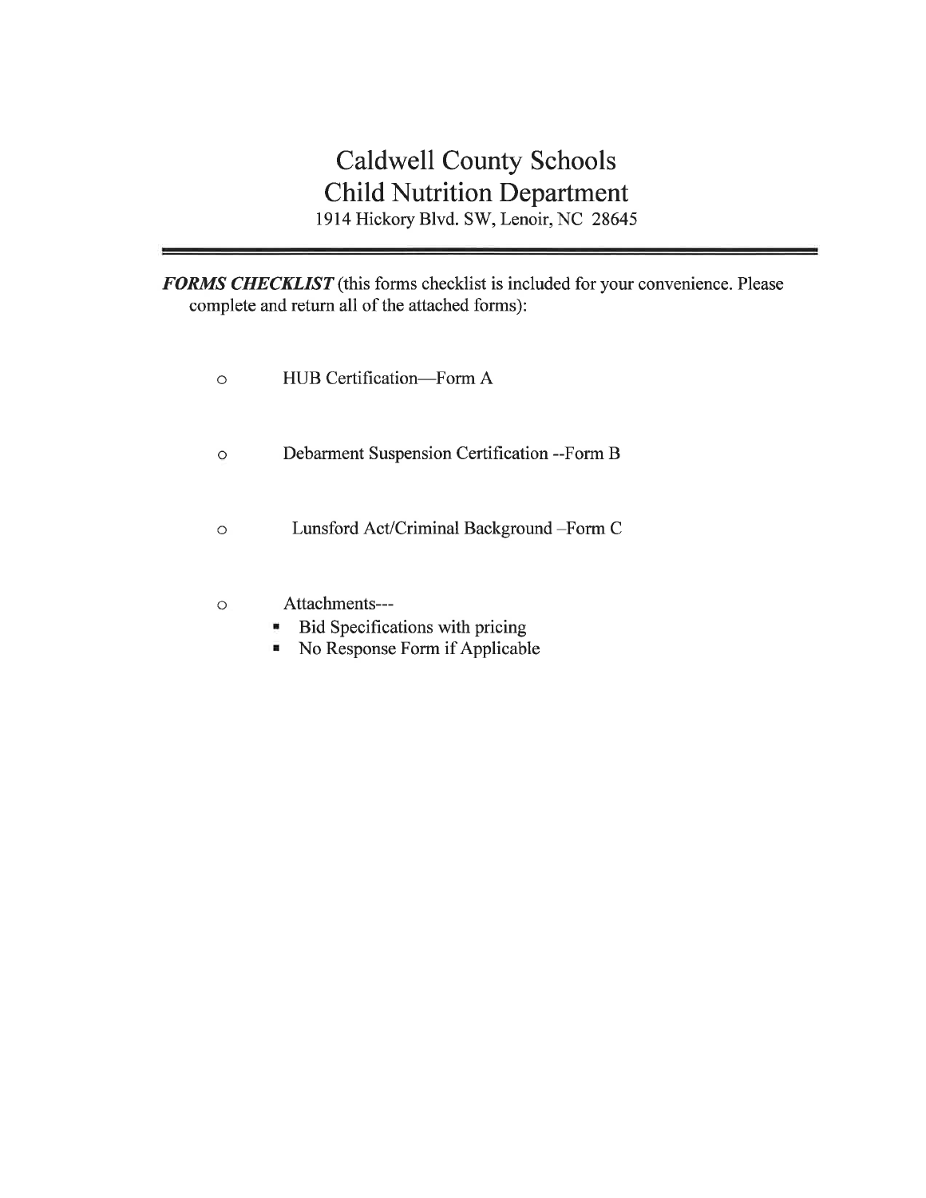# Caldwell County Schools
## Child Nutrition Department
1914 Hickory Blvd. SW, Lenoir, NC 28645

---

***FORMS CHECKLIST*** (this forms checklist is included for your convenience. Please complete and return all of the attached forms):

- HUB Certification—Form A
- Debarment Suspension Certification --Form B
- Lunsford Act/Criminal Background –Form C
- Attachments---
  - Bid Specifications with pricing
  - No Response Form if Applicable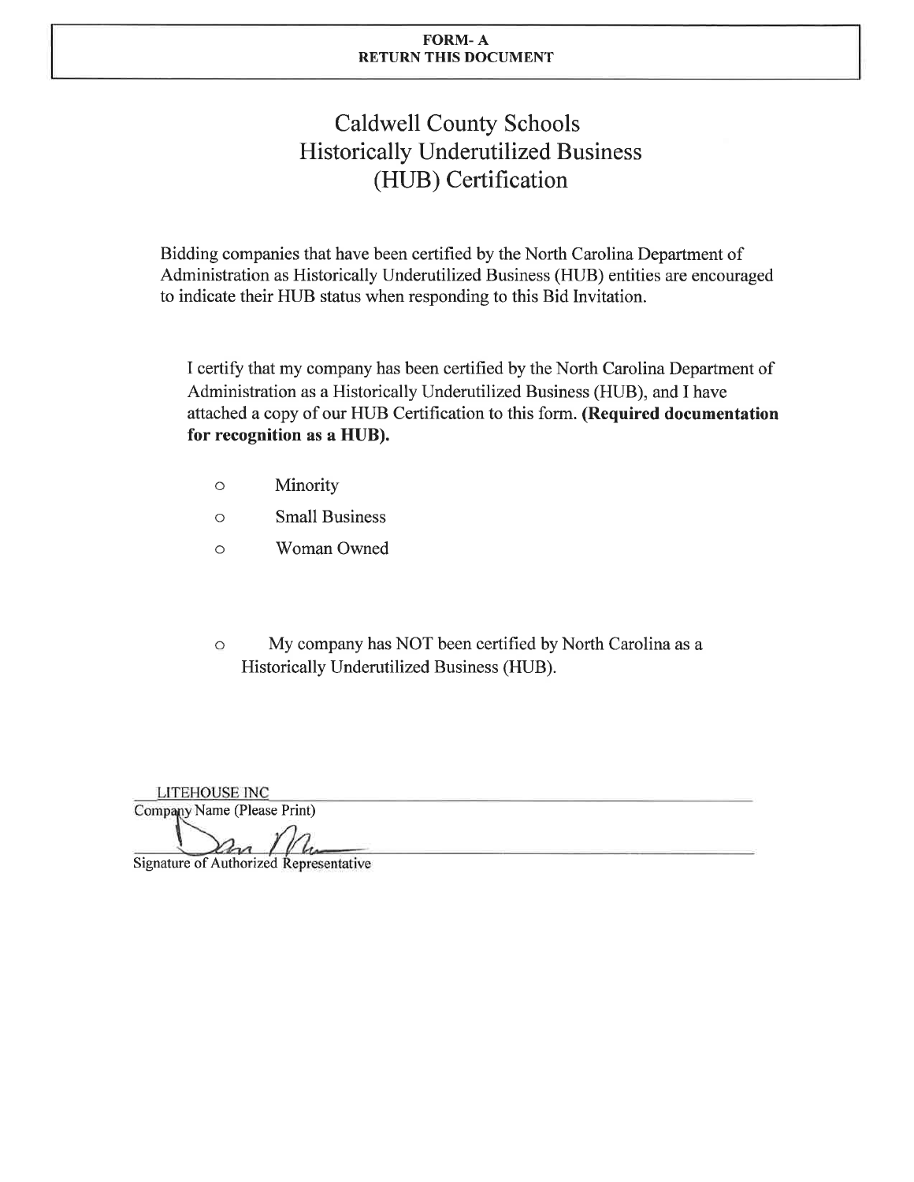**FORM- A**
**RETURN THIS DOCUMENT**

# Caldwell County Schools
# Historically Underutilized Business (HUB) Certification

Bidding companies that have been certified by the North Carolina Department of Administration as Historically Underutilized Business (HUB) entities are encouraged to indicate their HUB status when responding to this Bid Invitation.

I certify that my company has been certified by the North Carolina Department of Administration as a Historically Underutilized Business (HUB), and I have attached a copy of our HUB Certification to this form. **(Required documentation for recognition as a HUB).**

- ○ Minority
- ○ Small Business
- ○ Woman Owned

○ My company has NOT been certified by North Carolina as a Historically Underutilized Business (HUB).

LITEHOUSE INC
Company Name (Please Print)

[signature]
Signature of Authorized Representative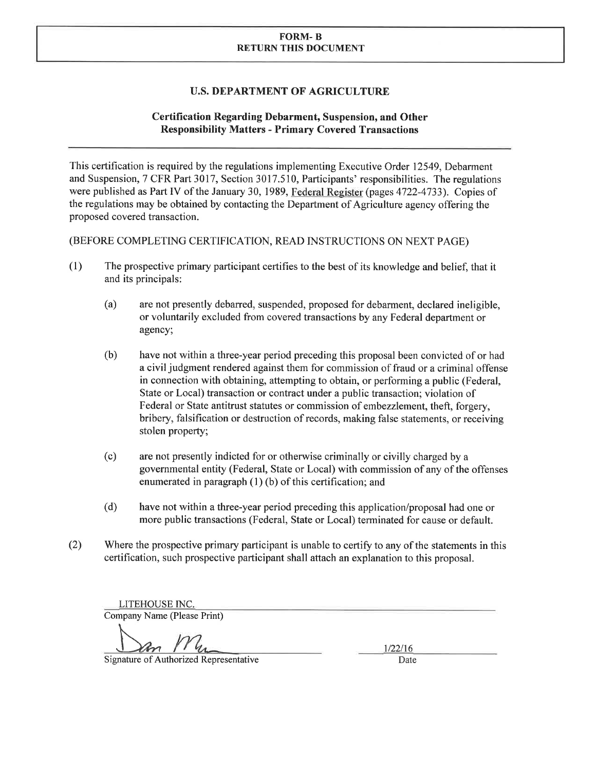**FORM- B**
**RETURN THIS DOCUMENT**

## U.S. DEPARTMENT OF AGRICULTURE

### Certification Regarding Debarment, Suspension, and Other Responsibility Matters - Primary Covered Transactions

---

This certification is required by the regulations implementing Executive Order 12549, Debarment and Suspension, 7 CFR Part 3017, Section 3017.510, Participants' responsibilities. The regulations were published as Part IV of the January 30, 1989, Federal Register (pages 4722-4733). Copies of the regulations may be obtained by contacting the Department of Agriculture agency offering the proposed covered transaction.

(BEFORE COMPLETING CERTIFICATION, READ INSTRUCTIONS ON NEXT PAGE)

(1) The prospective primary participant certifies to the best of its knowledge and belief, that it and its principals:

  (a) are not presently debarred, suspended, proposed for debarment, declared ineligible, or voluntarily excluded from covered transactions by any Federal department or agency;

  (b) have not within a three-year period preceding this proposal been convicted of or had a civil judgment rendered against them for commission of fraud or a criminal offense in connection with obtaining, attempting to obtain, or performing a public (Federal, State or Local) transaction or contract under a public transaction; violation of Federal or State antitrust statutes or commission of embezzlement, theft, forgery, bribery, falsification or destruction of records, making false statements, or receiving stolen property;

  (c) are not presently indicted for or otherwise criminally or civilly charged by a governmental entity (Federal, State or Local) with commission of any of the offenses enumerated in paragraph (1) (b) of this certification; and

  (d) have not within a three-year period preceding this application/proposal had one or more public transactions (Federal, State or Local) terminated for cause or default.

(2) Where the prospective primary participant is unable to certify to any of the statements in this certification, such prospective participant shall attach an explanation to this proposal.

LITEHOUSE INC.
Company Name (Please Print)

[Signature]
Signature of Authorized Representative

1/22/16
Date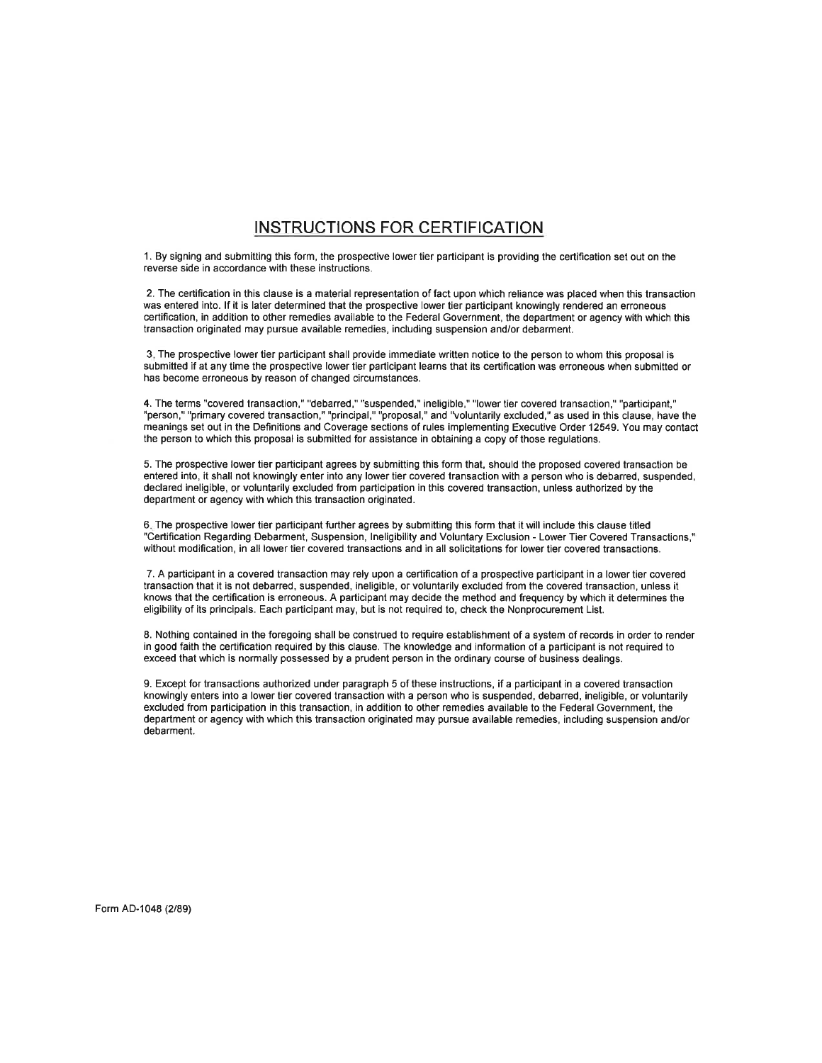# INSTRUCTIONS FOR CERTIFICATION

1. By signing and submitting this form, the prospective lower tier participant is providing the certification set out on the reverse side in accordance with these instructions.

2. The certification in this clause is a material representation of fact upon which reliance was placed when this transaction was entered into. If it is later determined that the prospective lower tier participant knowingly rendered an erroneous certification, in addition to other remedies available to the Federal Government, the department or agency with which this transaction originated may pursue available remedies, including suspension and/or debarment.

3. The prospective lower tier participant shall provide immediate written notice to the person to whom this proposal is submitted if at any time the prospective lower tier participant learns that its certification was erroneous when submitted or has become erroneous by reason of changed circumstances.

4. The terms "covered transaction," "debarred," "suspended," ineligible," "lower tier covered transaction," "participant," "person," "primary covered transaction," "principal," "proposal," and "voluntarily excluded," as used in this clause, have the meanings set out in the Definitions and Coverage sections of rules implementing Executive Order 12549. You may contact the person to which this proposal is submitted for assistance in obtaining a copy of those regulations.

5. The prospective lower tier participant agrees by submitting this form that, should the proposed covered transaction be entered into, it shall not knowingly enter into any lower tier covered transaction with a person who is debarred, suspended, declared ineligible, or voluntarily excluded from participation in this covered transaction, unless authorized by the department or agency with which this transaction originated.

6. The prospective lower tier participant further agrees by submitting this form that it will include this clause titled "Certification Regarding Debarment, Suspension, Ineligibility and Voluntary Exclusion - Lower Tier Covered Transactions," without modification, in all lower tier covered transactions and in all solicitations for lower tier covered transactions.

7. A participant in a covered transaction may rely upon a certification of a prospective participant in a lower tier covered transaction that it is not debarred, suspended, ineligible, or voluntarily excluded from the covered transaction, unless it knows that the certification is erroneous. A participant may decide the method and frequency by which it determines the eligibility of its principals. Each participant may, but is not required to, check the Nonprocurement List.

8. Nothing contained in the foregoing shall be construed to require establishment of a system of records in order to render in good faith the certification required by this clause. The knowledge and information of a participant is not required to exceed that which is normally possessed by a prudent person in the ordinary course of business dealings.

9. Except for transactions authorized under paragraph 5 of these instructions, if a participant in a covered transaction knowingly enters into a lower tier covered transaction with a person who is suspended, debarred, ineligible, or voluntarily excluded from participation in this transaction, in addition to other remedies available to the Federal Government, the department or agency with which this transaction originated may pursue available remedies, including suspension and/or debarment.

Form AD-1048 (2/89)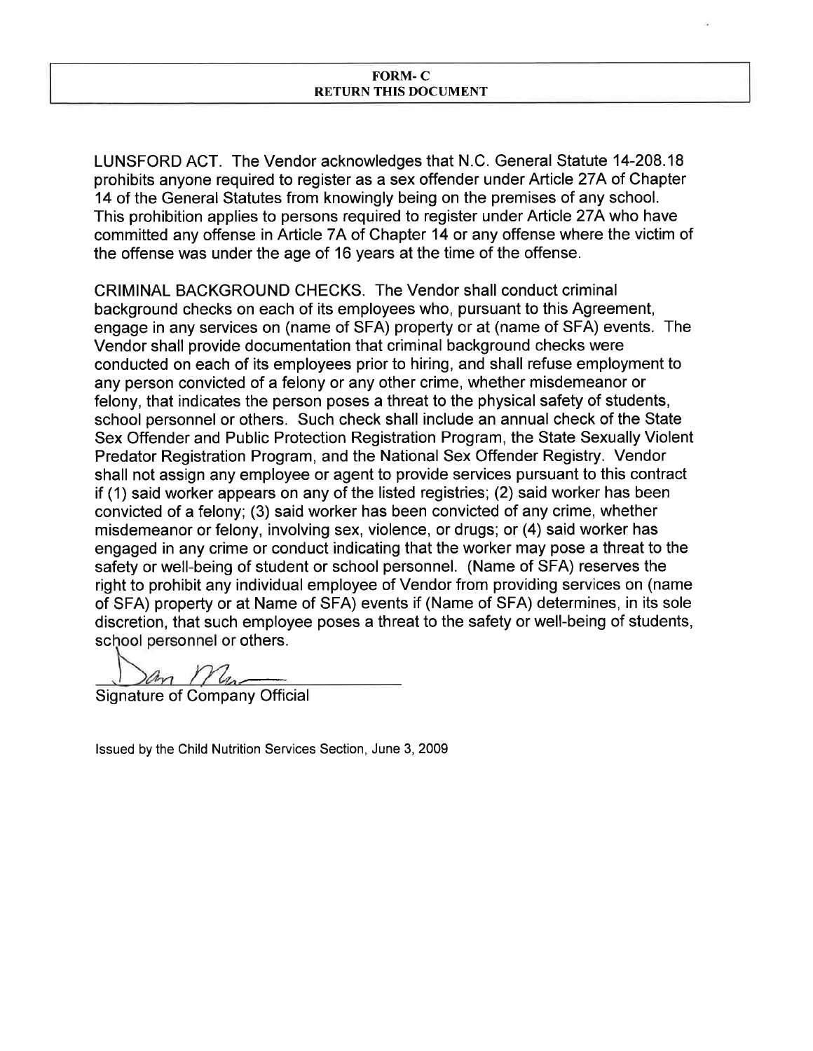**FORM- C**
**RETURN THIS DOCUMENT**

LUNSFORD ACT. The Vendor acknowledges that N.C. General Statute 14-208.18 prohibits anyone required to register as a sex offender under Article 27A of Chapter 14 of the General Statutes from knowingly being on the premises of any school. This prohibition applies to persons required to register under Article 27A who have committed any offense in Article 7A of Chapter 14 or any offense where the victim of the offense was under the age of 16 years at the time of the offense.

CRIMINAL BACKGROUND CHECKS. The Vendor shall conduct criminal background checks on each of its employees who, pursuant to this Agreement, engage in any services on (name of SFA) property or at (name of SFA) events. The Vendor shall provide documentation that criminal background checks were conducted on each of its employees prior to hiring, and shall refuse employment to any person convicted of a felony or any other crime, whether misdemeanor or felony, that indicates the person poses a threat to the physical safety of students, school personnel or others. Such check shall include an annual check of the State Sex Offender and Public Protection Registration Program, the State Sexually Violent Predator Registration Program, and the National Sex Offender Registry. Vendor shall not assign any employee or agent to provide services pursuant to this contract if (1) said worker appears on any of the listed registries; (2) said worker has been convicted of a felony; (3) said worker has been convicted of any crime, whether misdemeanor or felony, involving sex, violence, or drugs; or (4) said worker has engaged in any crime or conduct indicating that the worker may pose a threat to the safety or well-being of student or school personnel. (Name of SFA) reserves the right to prohibit any individual employee of Vendor from providing services on (name of SFA) property or at Name of SFA) events if (Name of SFA) determines, in its sole discretion, that such employee poses a threat to the safety or well-being of students, school personnel or others.

Dan Mu

Signature of Company Official

Issued by the Child Nutrition Services Section, June 3, 2009